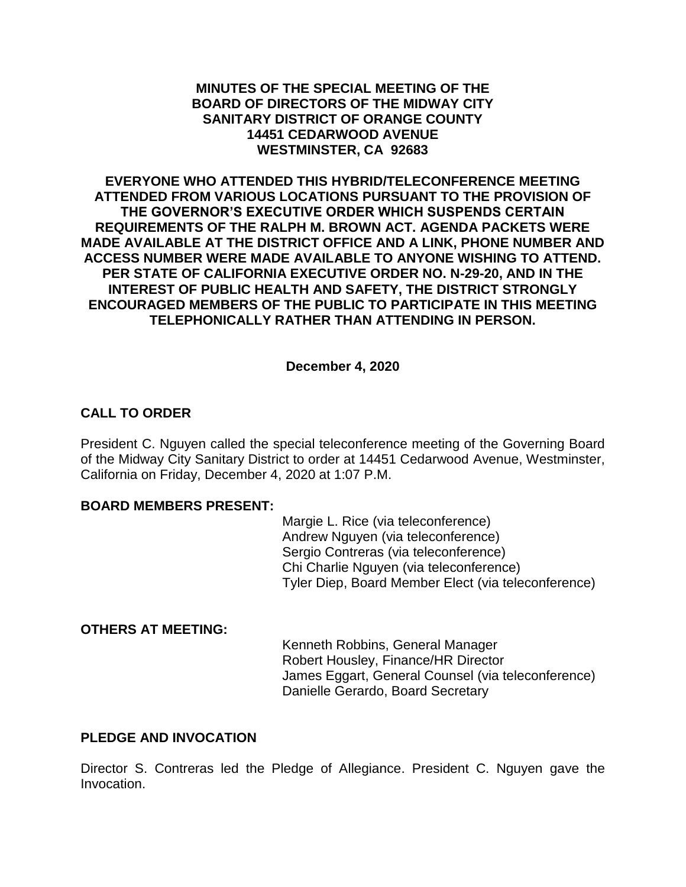**MINUTES OF THE SPECIAL MEETING OF THE BOARD OF DIRECTORS OF THE MIDWAY CITY SANITARY DISTRICT OF ORANGE COUNTY 14451 CEDARWOOD AVENUE WESTMINSTER, CA 92683**

**EVERYONE WHO ATTENDED THIS HYBRID/TELECONFERENCE MEETING ATTENDED FROM VARIOUS LOCATIONS PURSUANT TO THE PROVISION OF THE GOVERNOR'S EXECUTIVE ORDER WHICH SUSPENDS CERTAIN REQUIREMENTS OF THE RALPH M. BROWN ACT. AGENDA PACKETS WERE MADE AVAILABLE AT THE DISTRICT OFFICE AND A LINK, PHONE NUMBER AND ACCESS NUMBER WERE MADE AVAILABLE TO ANYONE WISHING TO ATTEND. PER STATE OF CALIFORNIA EXECUTIVE ORDER NO. N-29-20, AND IN THE INTEREST OF PUBLIC HEALTH AND SAFETY, THE DISTRICT STRONGLY ENCOURAGED MEMBERS OF THE PUBLIC TO PARTICIPATE IN THIS MEETING TELEPHONICALLY RATHER THAN ATTENDING IN PERSON.**

**December 4, 2020**

## CALL TO ORDER

President C. Nguyen called the special teleconference meeting of the Governing Board of the Midway City Sanitary District to order at 14451 Cedarwood Avenue, Westminster, California on Friday, December 4, 2020 at 1:07 P.M.

**BOARD MEMBERS PRESENT:**

Margie L. Rice (via teleconference)
Andrew Nguyen (via teleconference)
Sergio Contreras (via teleconference)
Chi Charlie Nguyen (via teleconference)
Tyler Diep, Board Member Elect (via teleconference)

**OTHERS AT MEETING:**

Kenneth Robbins, General Manager
Robert Housley, Finance/HR Director
James Eggart, General Counsel (via teleconference)
Danielle Gerardo, Board Secretary

## PLEDGE AND INVOCATION

Director S. Contreras led the Pledge of Allegiance. President C. Nguyen gave the Invocation.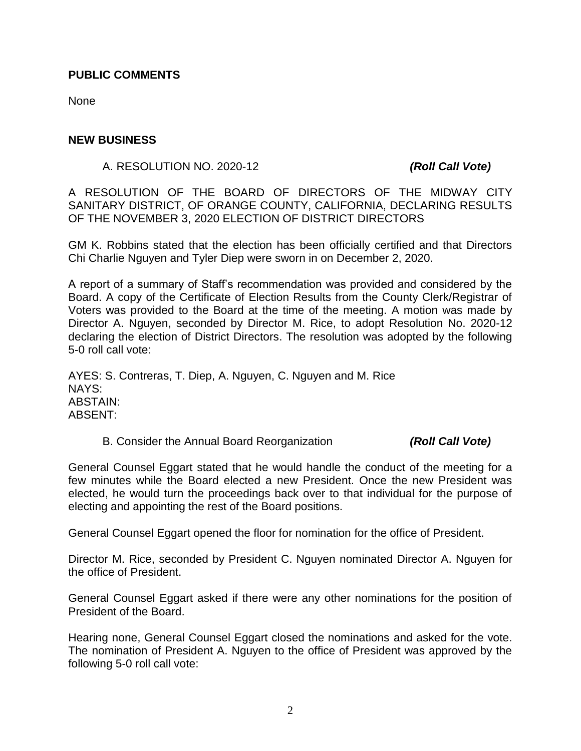**PUBLIC COMMENTS**

None

**NEW BUSINESS**

A. RESOLUTION NO. 2020-12 ***(Roll Call Vote)***

A RESOLUTION OF THE BOARD OF DIRECTORS OF THE MIDWAY CITY SANITARY DISTRICT, OF ORANGE COUNTY, CALIFORNIA, DECLARING RESULTS OF THE NOVEMBER 3, 2020 ELECTION OF DISTRICT DIRECTORS

GM K. Robbins stated that the election has been officially certified and that Directors Chi Charlie Nguyen and Tyler Diep were sworn in on December 2, 2020.

A report of a summary of Staff's recommendation was provided and considered by the Board. A copy of the Certificate of Election Results from the County Clerk/Registrar of Voters was provided to the Board at the time of the meeting. A motion was made by Director A. Nguyen, seconded by Director M. Rice, to adopt Resolution No. 2020-12 declaring the election of District Directors. The resolution was adopted by the following 5-0 roll call vote:

AYES: S. Contreras, T. Diep, A. Nguyen, C. Nguyen and M. Rice
NAYS:
ABSTAIN:
ABSENT:

B. Consider the Annual Board Reorganization ***(Roll Call Vote)***

General Counsel Eggart stated that he would handle the conduct of the meeting for a few minutes while the Board elected a new President. Once the new President was elected, he would turn the proceedings back over to that individual for the purpose of electing and appointing the rest of the Board positions.

General Counsel Eggart opened the floor for nomination for the office of President.

Director M. Rice, seconded by President C. Nguyen nominated Director A. Nguyen for the office of President.

General Counsel Eggart asked if there were any other nominations for the position of President of the Board.

Hearing none, General Counsel Eggart closed the nominations and asked for the vote. The nomination of President A. Nguyen to the office of President was approved by the following 5-0 roll call vote: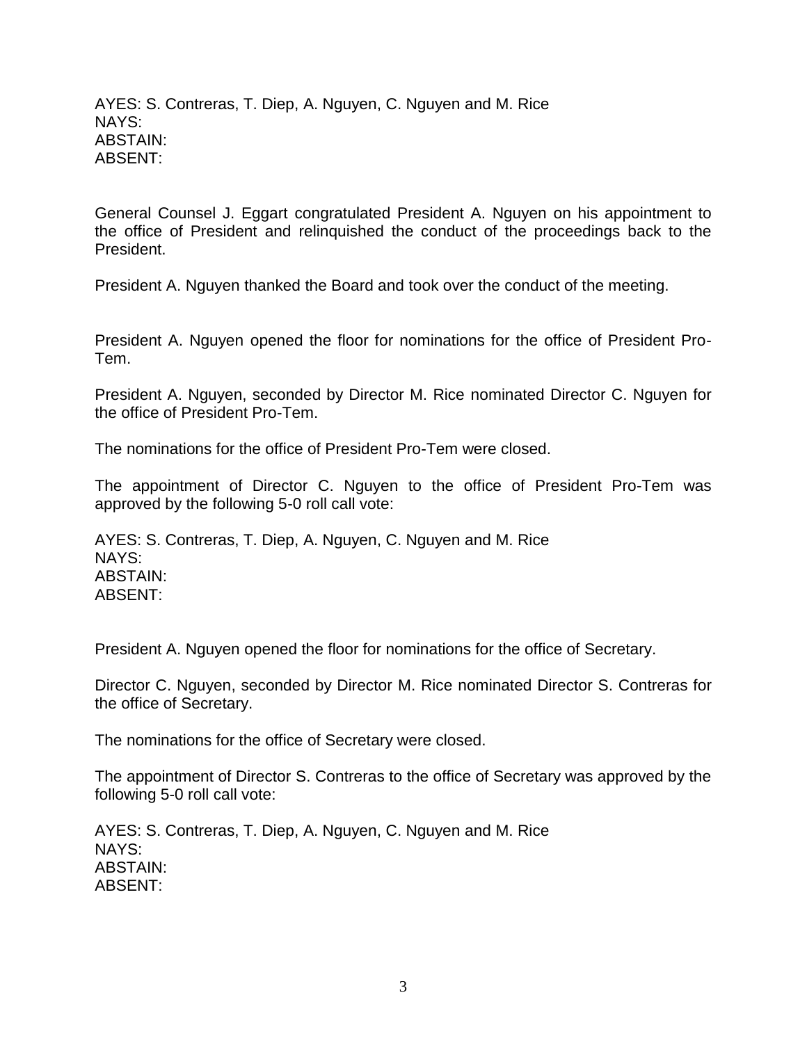AYES: S. Contreras, T. Diep, A. Nguyen, C. Nguyen and M. Rice
NAYS:
ABSTAIN:
ABSENT:

General Counsel J. Eggart congratulated President A. Nguyen on his appointment to the office of President and relinquished the conduct of the proceedings back to the President.

President A. Nguyen thanked the Board and took over the conduct of the meeting.

President A. Nguyen opened the floor for nominations for the office of President Pro-Tem.

President A. Nguyen, seconded by Director M. Rice nominated Director C. Nguyen for the office of President Pro-Tem.

The nominations for the office of President Pro-Tem were closed.

The appointment of Director C. Nguyen to the office of President Pro-Tem was approved by the following 5-0 roll call vote:

AYES: S. Contreras, T. Diep, A. Nguyen, C. Nguyen and M. Rice
NAYS:
ABSTAIN:
ABSENT:

President A. Nguyen opened the floor for nominations for the office of Secretary.

Director C. Nguyen, seconded by Director M. Rice nominated Director S. Contreras for the office of Secretary.

The nominations for the office of Secretary were closed.

The appointment of Director S. Contreras to the office of Secretary was approved by the following 5-0 roll call vote:

AYES: S. Contreras, T. Diep, A. Nguyen, C. Nguyen and M. Rice
NAYS:
ABSTAIN:
ABSENT: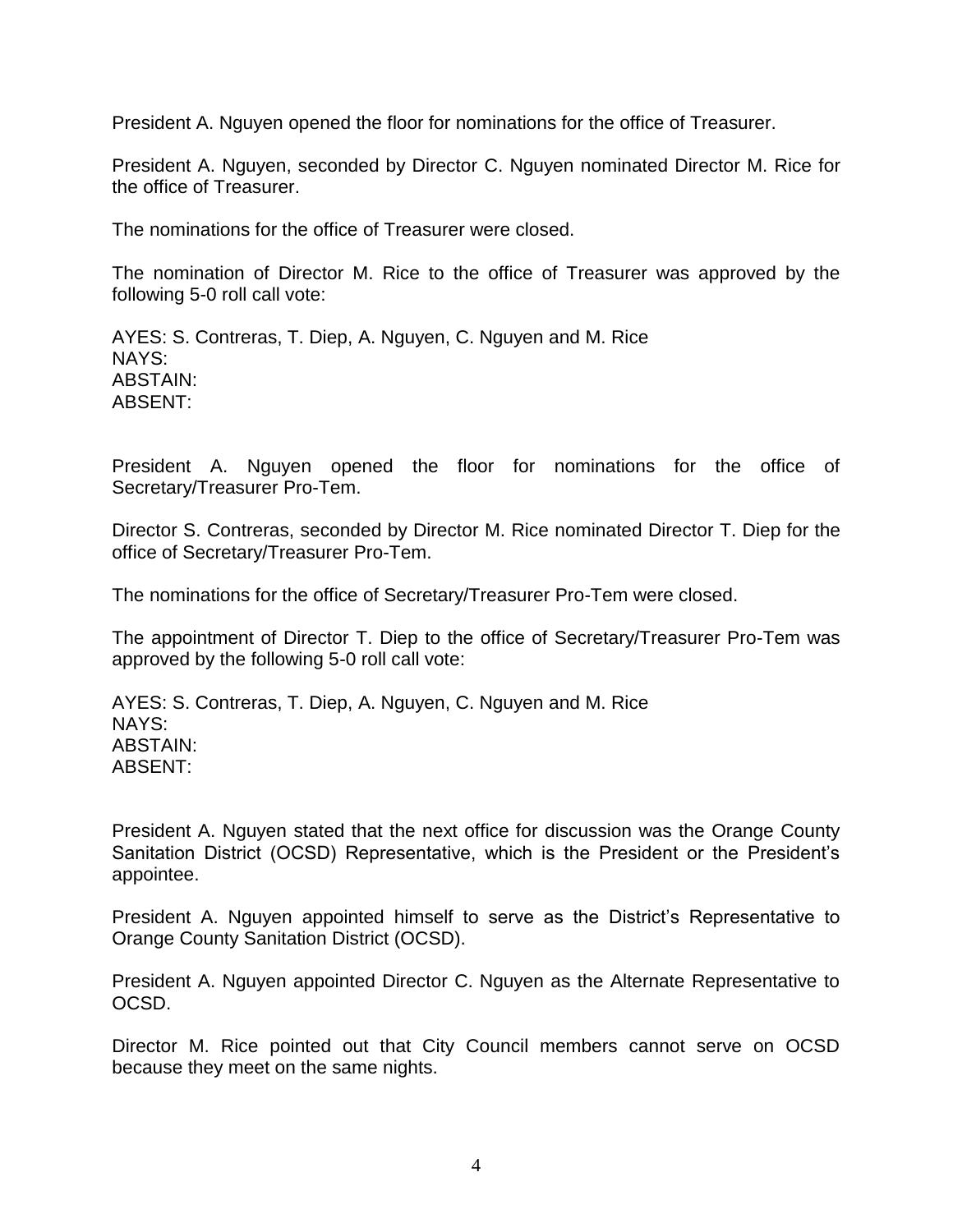President A. Nguyen opened the floor for nominations for the office of Treasurer.

President A. Nguyen, seconded by Director C. Nguyen nominated Director M. Rice for the office of Treasurer.

The nominations for the office of Treasurer were closed.

The nomination of Director M. Rice to the office of Treasurer was approved by the following 5-0 roll call vote:

AYES: S. Contreras, T. Diep, A. Nguyen, C. Nguyen and M. Rice
NAYS:
ABSTAIN:
ABSENT:

President A. Nguyen opened the floor for nominations for the office of Secretary/Treasurer Pro-Tem.

Director S. Contreras, seconded by Director M. Rice nominated Director T. Diep for the office of Secretary/Treasurer Pro-Tem.

The nominations for the office of Secretary/Treasurer Pro-Tem were closed.

The appointment of Director T. Diep to the office of Secretary/Treasurer Pro-Tem was approved by the following 5-0 roll call vote:

AYES: S. Contreras, T. Diep, A. Nguyen, C. Nguyen and M. Rice
NAYS:
ABSTAIN:
ABSENT:

President A. Nguyen stated that the next office for discussion was the Orange County Sanitation District (OCSD) Representative, which is the President or the President's appointee.

President A. Nguyen appointed himself to serve as the District's Representative to Orange County Sanitation District (OCSD).

President A. Nguyen appointed Director C. Nguyen as the Alternate Representative to OCSD.

Director M. Rice pointed out that City Council members cannot serve on OCSD because they meet on the same nights.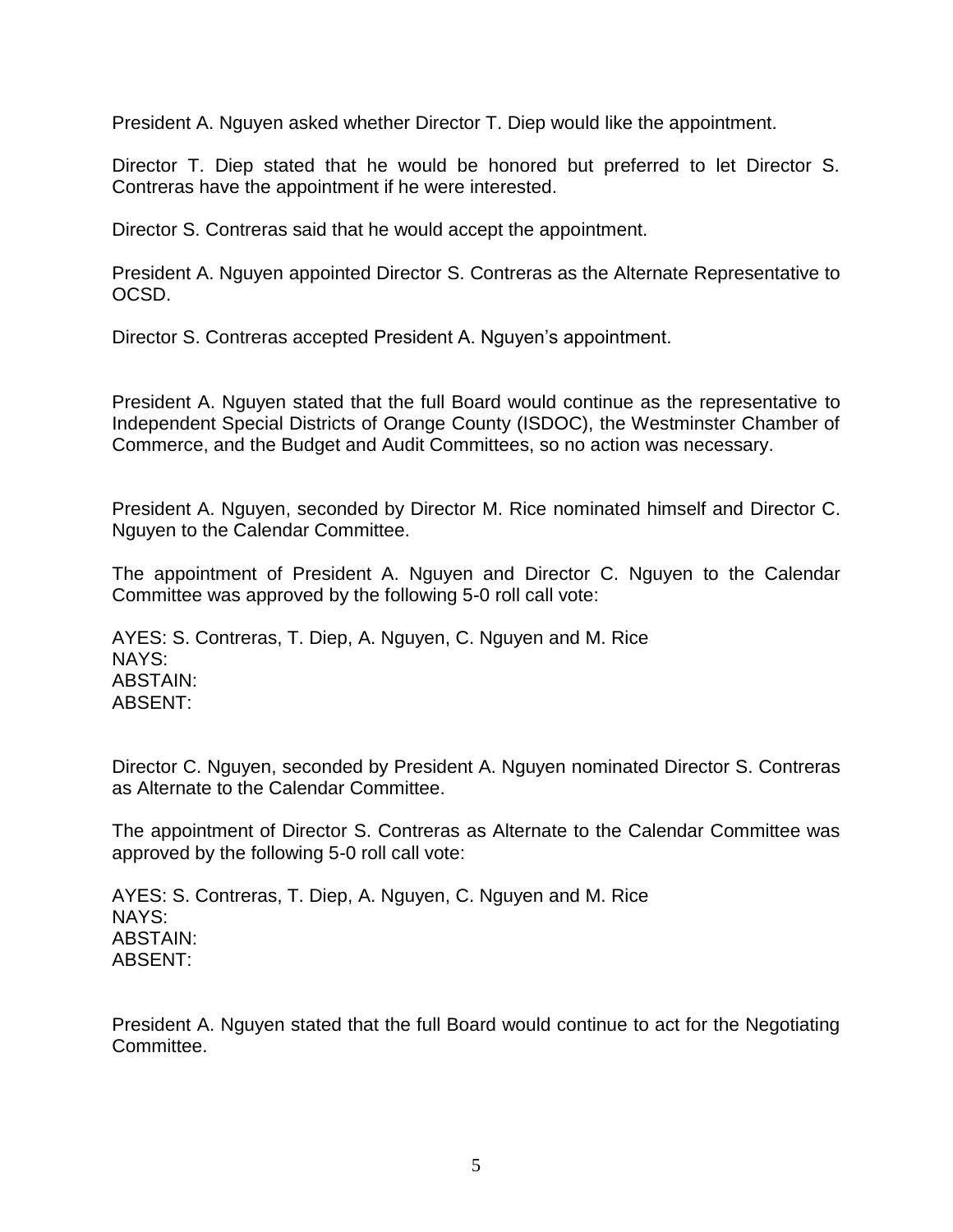President A. Nguyen asked whether Director T. Diep would like the appointment.

Director T. Diep stated that he would be honored but preferred to let Director S. Contreras have the appointment if he were interested.

Director S. Contreras said that he would accept the appointment.

President A. Nguyen appointed Director S. Contreras as the Alternate Representative to OCSD.

Director S. Contreras accepted President A. Nguyen's appointment.

President A. Nguyen stated that the full Board would continue as the representative to Independent Special Districts of Orange County (ISDOC), the Westminster Chamber of Commerce, and the Budget and Audit Committees, so no action was necessary.

President A. Nguyen, seconded by Director M. Rice nominated himself and Director C. Nguyen to the Calendar Committee.

The appointment of President A. Nguyen and Director C. Nguyen to the Calendar Committee was approved by the following 5-0 roll call vote:

AYES: S. Contreras, T. Diep, A. Nguyen, C. Nguyen and M. Rice
NAYS:
ABSTAIN:
ABSENT:

Director C. Nguyen, seconded by President A. Nguyen nominated Director S. Contreras as Alternate to the Calendar Committee.

The appointment of Director S. Contreras as Alternate to the Calendar Committee was approved by the following 5-0 roll call vote:

AYES: S. Contreras, T. Diep, A. Nguyen, C. Nguyen and M. Rice
NAYS:
ABSTAIN:
ABSENT:

President A. Nguyen stated that the full Board would continue to act for the Negotiating Committee.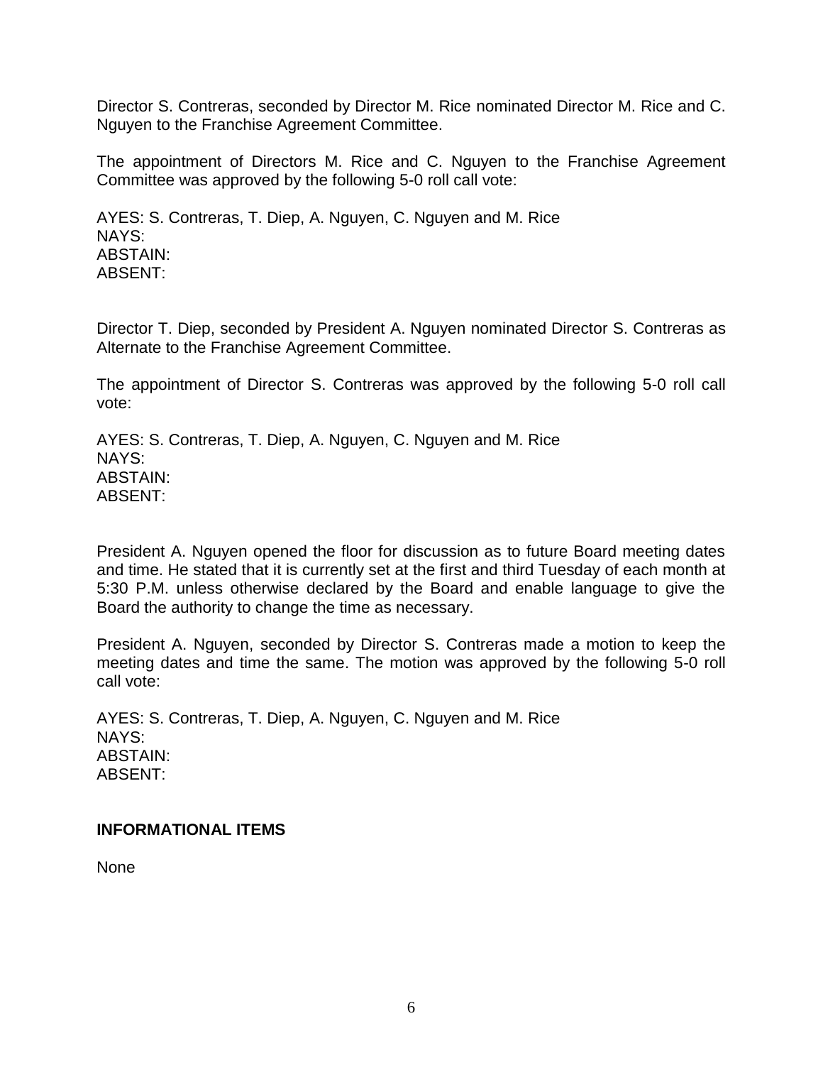Director S. Contreras, seconded by Director M. Rice nominated Director M. Rice and C. Nguyen to the Franchise Agreement Committee.

The appointment of Directors M. Rice and C. Nguyen to the Franchise Agreement Committee was approved by the following 5-0 roll call vote:

AYES: S. Contreras, T. Diep, A. Nguyen, C. Nguyen and M. Rice
NAYS:
ABSTAIN:
ABSENT:

Director T. Diep, seconded by President A. Nguyen nominated Director S. Contreras as Alternate to the Franchise Agreement Committee.

The appointment of Director S. Contreras was approved by the following 5-0 roll call vote:

AYES: S. Contreras, T. Diep, A. Nguyen, C. Nguyen and M. Rice
NAYS:
ABSTAIN:
ABSENT:

President A. Nguyen opened the floor for discussion as to future Board meeting dates and time. He stated that it is currently set at the first and third Tuesday of each month at 5:30 P.M. unless otherwise declared by the Board and enable language to give the Board the authority to change the time as necessary.

President A. Nguyen, seconded by Director S. Contreras made a motion to keep the meeting dates and time the same. The motion was approved by the following 5-0 roll call vote:

AYES: S. Contreras, T. Diep, A. Nguyen, C. Nguyen and M. Rice
NAYS:
ABSTAIN:
ABSENT:

**INFORMATIONAL ITEMS**

None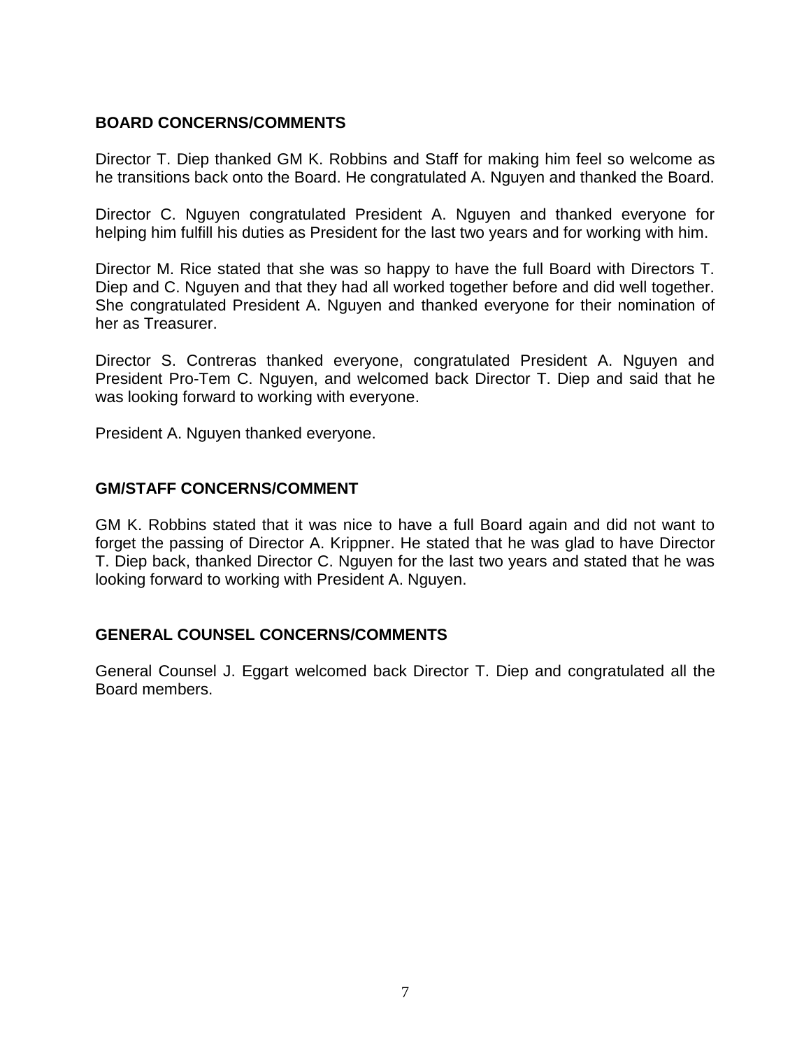## BOARD CONCERNS/COMMENTS

Director T. Diep thanked GM K. Robbins and Staff for making him feel so welcome as he transitions back onto the Board. He congratulated A. Nguyen and thanked the Board.

Director C. Nguyen congratulated President A. Nguyen and thanked everyone for helping him fulfill his duties as President for the last two years and for working with him.

Director M. Rice stated that she was so happy to have the full Board with Directors T. Diep and C. Nguyen and that they had all worked together before and did well together. She congratulated President A. Nguyen and thanked everyone for their nomination of her as Treasurer.

Director S. Contreras thanked everyone, congratulated President A. Nguyen and President Pro-Tem C. Nguyen, and welcomed back Director T. Diep and said that he was looking forward to working with everyone.

President A. Nguyen thanked everyone.

## GM/STAFF CONCERNS/COMMENT

GM K. Robbins stated that it was nice to have a full Board again and did not want to forget the passing of Director A. Krippner. He stated that he was glad to have Director T. Diep back, thanked Director C. Nguyen for the last two years and stated that he was looking forward to working with President A. Nguyen.

## GENERAL COUNSEL CONCERNS/COMMENTS

General Counsel J. Eggart welcomed back Director T. Diep and congratulated all the Board members.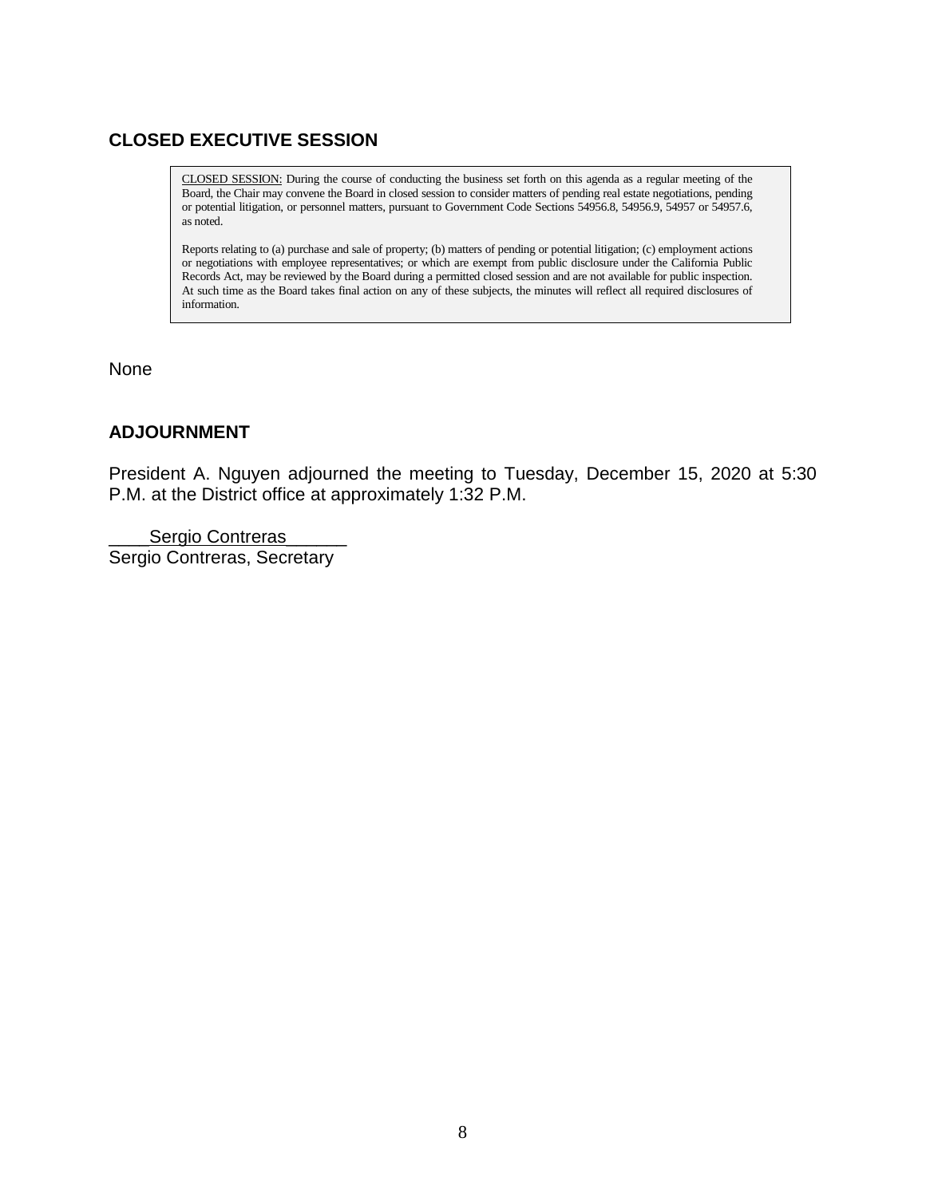## CLOSED EXECUTIVE SESSION

> CLOSED SESSION: During the course of conducting the business set forth on this agenda as a regular meeting of the Board, the Chair may convene the Board in closed session to consider matters of pending real estate negotiations, pending or potential litigation, or personnel matters, pursuant to Government Code Sections 54956.8, 54956.9, 54957 or 54957.6, as noted.
>
> Reports relating to (a) purchase and sale of property; (b) matters of pending or potential litigation; (c) employment actions or negotiations with employee representatives; or which are exempt from public disclosure under the California Public Records Act, may be reviewed by the Board during a permitted closed session and are not available for public inspection. At such time as the Board takes final action on any of these subjects, the minutes will reflect all required disclosures of information.

None

## ADJOURNMENT

President A. Nguyen adjourned the meeting to Tuesday, December 15, 2020 at 5:30 P.M. at the District office at approximately 1:32 P.M.

\_\_\_\_Sergio Contreras\_\_\_\_\_\_
Sergio Contreras, Secretary